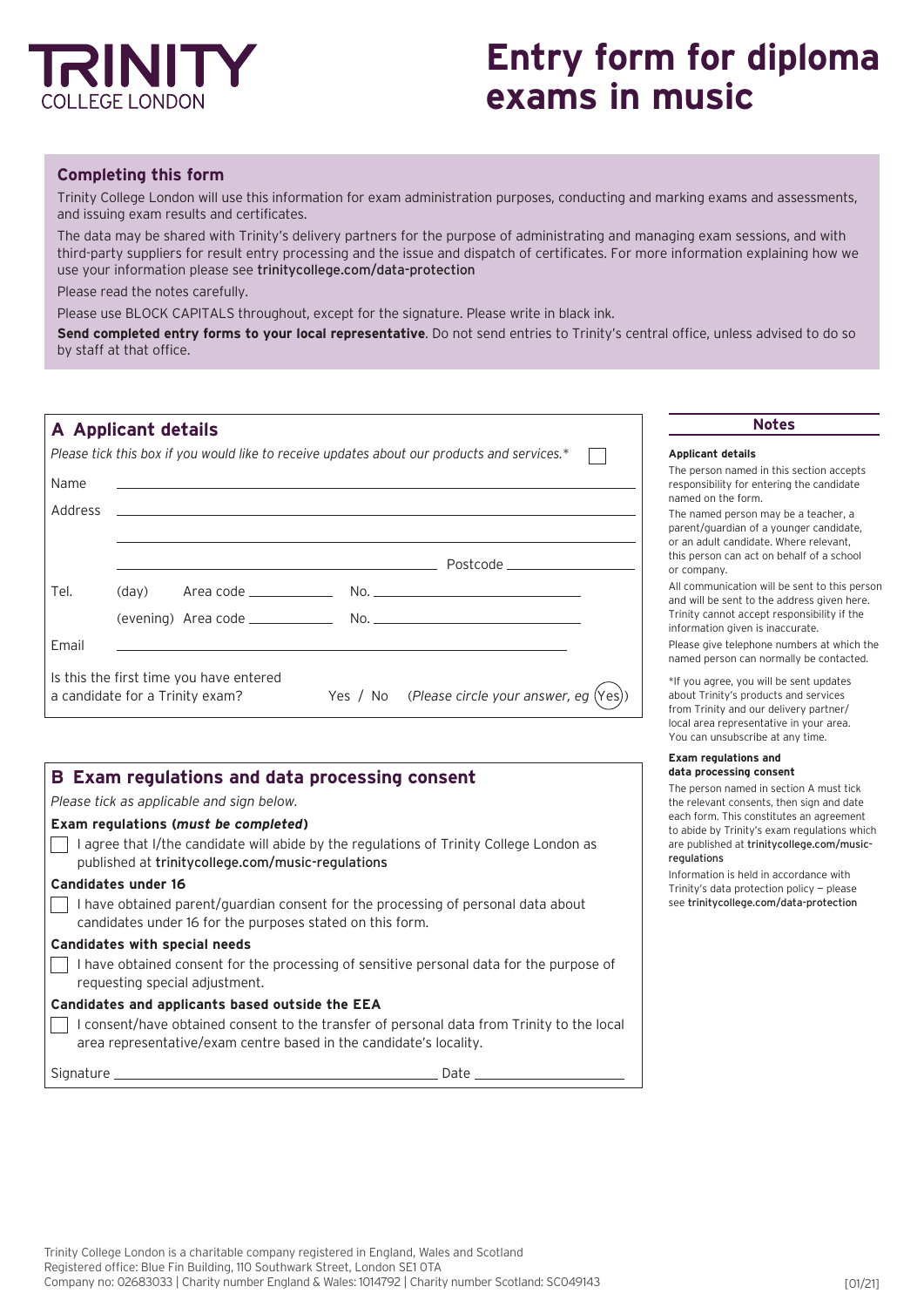TRINITY COLLEGE LONDON

# Entry form for diploma exams in music

## Completing this form

Trinity College London will use this information for exam administration purposes, conducting and marking exams and assessments, and issuing exam results and certificates.

The data may be shared with Trinity's delivery partners for the purpose of administrating and managing exam sessions, and with third-party suppliers for result entry processing and the issue and dispatch of certificates. For more information explaining how we use your information please see trinitycollege.com/data-protection

Please read the notes carefully.

Please use BLOCK CAPITALS throughout, except for the signature. Please write in black ink.

**Send completed entry forms to your local representative**. Do not send entries to Trinity's central office, unless advised to do so by staff at that office.

## A Applicant details

*Please tick this box if you would like to receive updates about our products and services.** ☐

Name ______________________________

Address ______________________________

______________________________

______________________________ Postcode ______________

Tel. (day) Area code __________ No. ______________________

(evening) Area code __________ No. ______________________

Email ______________________________

Is this the first time you have entered a candidate for a Trinity exam? Yes / No (*Please circle your answer, eg* (Yes))

## B Exam regulations and data processing consent

*Please tick as applicable and sign below.*

**Exam regulations (*must be completed*)**

☐ I agree that I/the candidate will abide by the regulations of Trinity College London as published at trinitycollege.com/music-regulations

**Candidates under 16**

☐ I have obtained parent/guardian consent for the processing of personal data about candidates under 16 for the purposes stated on this form.

**Candidates with special needs**

☐ I have obtained consent for the processing of sensitive personal data for the purpose of requesting special adjustment.

**Candidates and applicants based outside the EEA**

☐ I consent/have obtained consent to the transfer of personal data from Trinity to the local area representative/exam centre based in the candidate's locality.

Signature ______________________________ Date ______________

## Notes

**Applicant details**

The person named in this section accepts responsibility for entering the candidate named on the form.

The named person may be a teacher, a parent/guardian of a younger candidate, or an adult candidate. Where relevant, this person can act on behalf of a school or company.

All communication will be sent to this person and will be sent to the address given here. Trinity cannot accept responsibility if the information given is inaccurate.

Please give telephone numbers at which the named person can normally be contacted.

*If you agree, you will be sent updates about Trinity's products and services from Trinity and our delivery partner/local area representative in your area. You can unsubscribe at any time.

**Exam regulations and data processing consent**

The person named in section A must tick the relevant consents, then sign and date each form. This constitutes an agreement to abide by Trinity's exam regulations which are published at trinitycollege.com/music-regulations

Information is held in accordance with Trinity's data protection policy — please see trinitycollege.com/data-protection

Trinity College London is a charitable company registered in England, Wales and Scotland
Registered office: Blue Fin Building, 110 Southwark Street, London SE1 0TA
Company no: 02683033 | Charity number England & Wales: 1014792 | Charity number Scotland: SC049143

[01/21]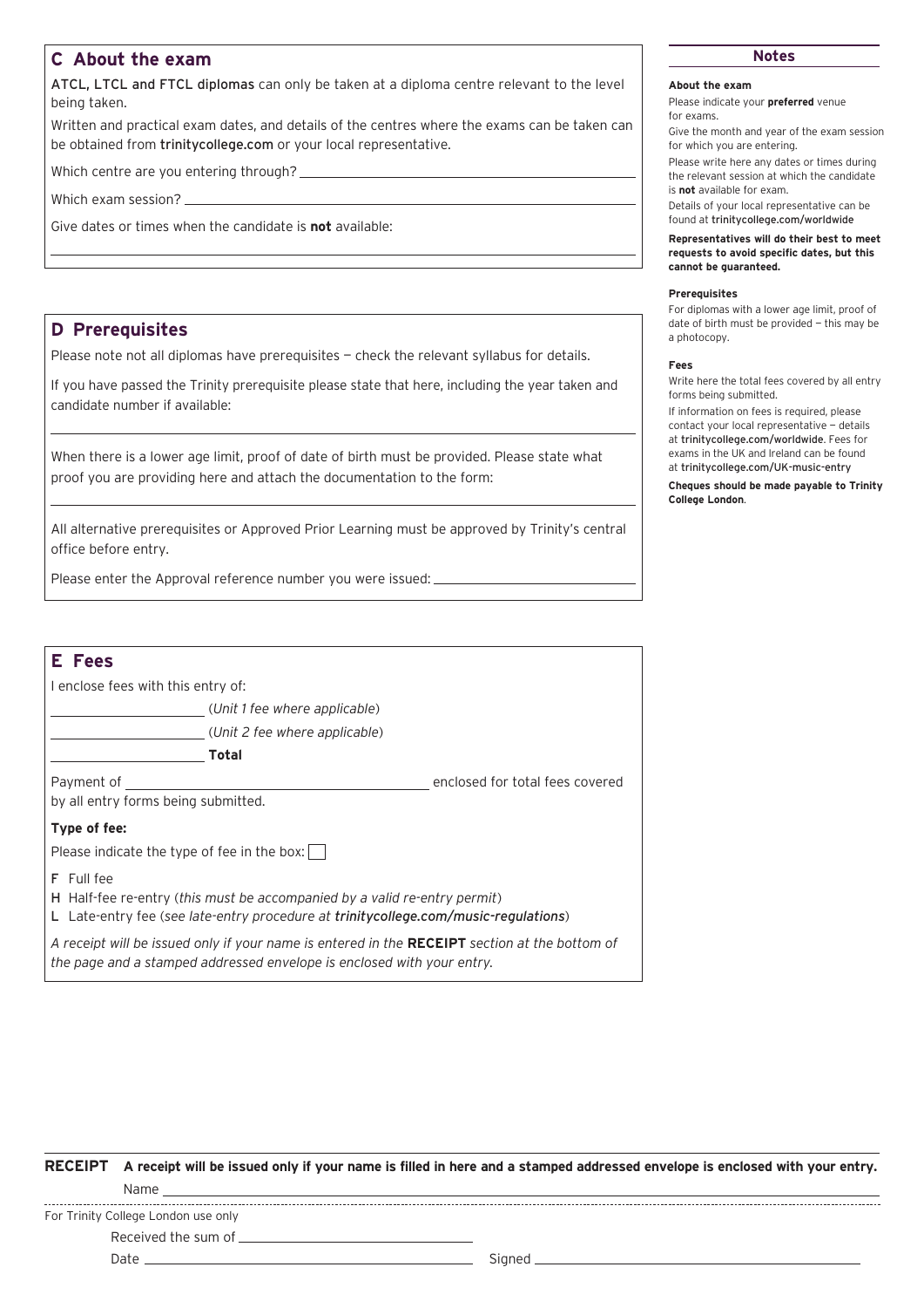## C About the exam

ATCL, LTCL and FTCL diplomas can only be taken at a diploma centre relevant to the level being taken.

Written and practical exam dates, and details of the centres where the exams can be taken can be obtained from trinitycollege.com or your local representative.

Which centre are you entering through? ____________________

Which exam session? ____________________

Give dates or times when the candidate is **not** available:

____________________

## D Prerequisites

Please note not all diplomas have prerequisites — check the relevant syllabus for details.

If you have passed the Trinity prerequisite please state that here, including the year taken and candidate number if available:

____________________

When there is a lower age limit, proof of date of birth must be provided. Please state what proof you are providing here and attach the documentation to the form:

____________________

All alternative prerequisites or Approved Prior Learning must be approved by Trinity's central office before entry.

Please enter the Approval reference number you were issued: ____________________

## E Fees

I enclose fees with this entry of:

____________________ (*Unit 1 fee where applicable*)

____________________ (*Unit 2 fee where applicable*)

____________________ **Total**

Payment of ____________________ enclosed for total fees covered by all entry forms being submitted.

**Type of fee:**

Please indicate the type of fee in the box: ☐

**F** Full fee
**H** Half-fee re-entry (*this must be accompanied by a valid re-entry permit*)
**L** Late-entry fee (*see late-entry procedure at trinitycollege.com/music-regulations*)

*A receipt will be issued only if your name is entered in the* **RECEIPT** *section at the bottom of the page and a stamped addressed envelope is enclosed with your entry.*

### Notes

**About the exam**

Please indicate your **preferred** venue for exams.

Give the month and year of the exam session for which you are entering.

Please write here any dates or times during the relevant session at which the candidate is **not** available for exam.

Details of your local representative can be found at trinitycollege.com/worldwide

**Representatives will do their best to meet requests to avoid specific dates, but this cannot be guaranteed.**

**Prerequisites**

For diplomas with a lower age limit, proof of date of birth must be provided — this may be a photocopy.

**Fees**

Write here the total fees covered by all entry forms being submitted.

If information on fees is required, please contact your local representative — details at trinitycollege.com/worldwide. Fees for exams in the UK and Ireland can be found at trinitycollege.com/UK-music-entry

**Cheques should be made payable to Trinity College London.**

---

**RECEIPT** **A receipt will be issued only if your name is filled in here and a stamped addressed envelope is enclosed with your entry.**

Name ____________________

For Trinity College London use only

Received the sum of ____________________

Date ____________________ Signed ____________________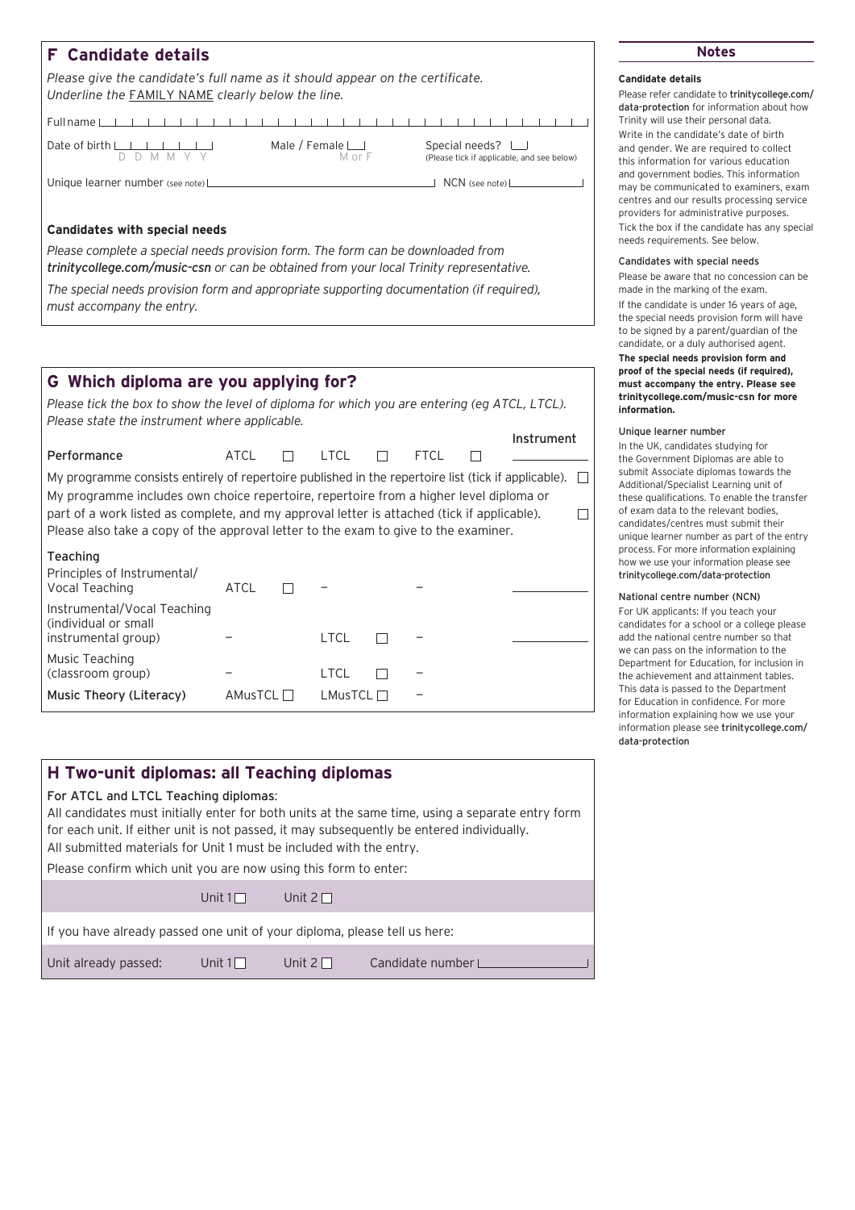## F Candidate details

*Please give the candidate's full name as it should appear on the certificate.*
*Underline the FAMILY NAME clearly below the line.*

Full name

Date of birth (D D M M Y Y) | Male / Female (M or F) | Special needs? (Please tick if applicable, and see below)

Unique learner number (see note) | NCN (see note)

### Candidates with special needs

*Please complete a special needs provision form. The form can be downloaded from* ***trinitycollege.com/music-csn*** *or can be obtained from your local Trinity representative.*

*The special needs provision form and appropriate supporting documentation (if required), must accompany the entry.*

## G Which diploma are you applying for?

*Please tick the box to show the level of diploma for which you are entering (eg ATCL, LTCL). Please state the instrument where applicable.*

| | | | | Instrument |
|---|---|---|---|---|
| Performance | ATCL ☐ | LTCL ☐ | FTCL ☐ | |

My programme consists entirely of repertoire published in the repertoire list (tick if applicable). ☐

My programme includes own choice repertoire, repertoire from a higher level diploma or part of a work listed as complete, and my approval letter is attached (tick if applicable). ☐

Please also take a copy of the approval letter to the exam to give to the examiner.

| Teaching | | | | |
|---|---|---|---|---|
| Principles of Instrumental/ Vocal Teaching | ATCL ☐ | – | – | |
| Instrumental/Vocal Teaching (individual or small instrumental group) | – | LTCL ☐ | – | |
| Music Teaching (classroom group) | – | LTCL ☐ | – | |
| Music Theory (Literacy) | AMusTCL ☐ | LMusTCL ☐ | – | |

## H Two-unit diplomas: all Teaching diplomas

**For ATCL and LTCL Teaching diplomas**:

All candidates must initially enter for both units at the same time, using a separate entry form for each unit. If either unit is not passed, it may subsequently be entered individually.

All submitted materials for Unit 1 must be included with the entry.

Please confirm which unit you are now using this form to enter:

Unit 1 ☐ Unit 2 ☐

If you have already passed one unit of your diploma, please tell us here:

Unit already passed: Unit 1 ☐ Unit 2 ☐ Candidate number

## Notes

**Candidate details**

Please refer candidate to **trinitycollege.com/data-protection** for information about how Trinity will use their personal data.

Write in the candidate's date of birth and gender. We are required to collect this information for various education and government bodies. This information may be communicated to examiners, exam centres and our results processing service providers for administrative purposes.

Tick the box if the candidate has any special needs requirements. See below.

**Candidates with special needs**

Please be aware that no concession can be made in the marking of the exam.

If the candidate is under 16 years of age, the special needs provision form will have to be signed by a parent/guardian of the candidate, or a duly authorised agent.

**The special needs provision form and proof of the special needs (if required), must accompany the entry. Please see trinitycollege.com/music-csn for more information.**

**Unique learner number**

In the UK, candidates studying for the Government Diplomas are able to submit Associate diplomas towards the Additional/Specialist Learning unit of these qualifications. To enable the transfer of exam data to the relevant bodies, candidates/centres must submit their unique learner number as part of the entry process. For more information explaining how we use your information please see **trinitycollege.com/data-protection**

**National centre number (NCN)**

For UK applicants: If you teach your candidates for a school or a college please add the national centre number so that we can pass on the information to the Department for Education, for inclusion in the achievement and attainment tables. This data is passed to the Department for Education in confidence. For more information explaining how we use your information please see **trinitycollege.com/data-protection**